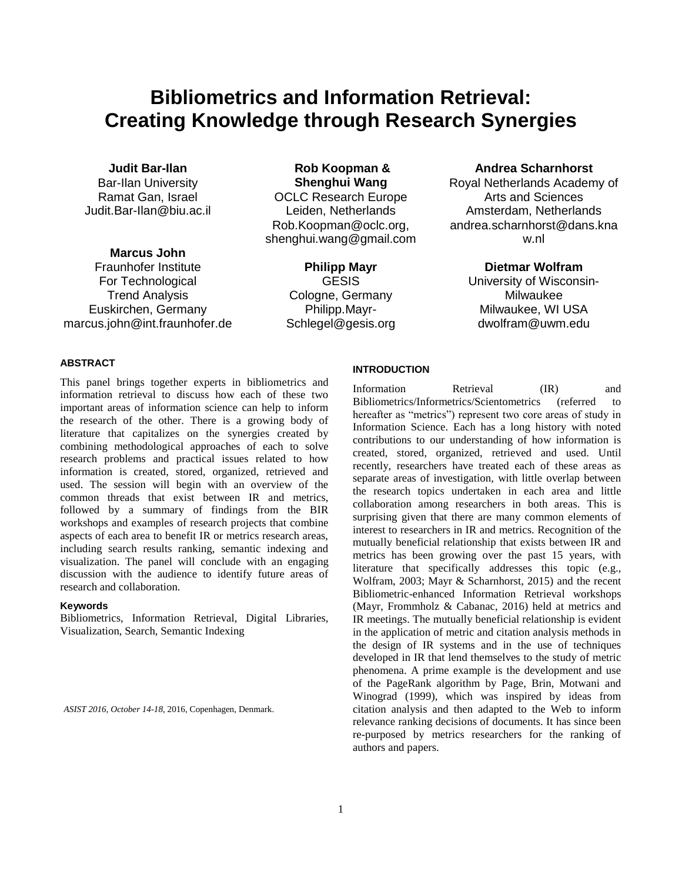# Bibliometrics and Information Retrieval: Creating Knowledge through Research Synergies

**Judit Bar-Ilan**
Bar-Ilan University
Ramat Gan, Israel
Judit.Bar-Ilan@biu.ac.il

**Rob Koopman & Shenghui Wang**
OCLC Research Europe
Leiden, Netherlands
Rob.Koopman@oclc.org, shenghui.wang@gmail.com

**Andrea Scharnhorst**
Royal Netherlands Academy of Arts and Sciences
Amsterdam, Netherlands
andrea.scharnhorst@dans.knaw.nl

**Marcus John**
Fraunhofer Institute For Technological Trend Analysis
Euskirchen, Germany
marcus.john@int.fraunhofer.de

**Philipp Mayr**
GESIS
Cologne, Germany
Philipp.Mayr-Schlegel@gesis.org

**Dietmar Wolfram**
University of Wisconsin-Milwaukee
Milwaukee, WI USA
dwolfram@uwm.edu

## ABSTRACT

This panel brings together experts in bibliometrics and information retrieval to discuss how each of these two important areas of information science can help to inform the research of the other. There is a growing body of literature that capitalizes on the synergies created by combining methodological approaches of each to solve research problems and practical issues related to how information is created, stored, organized, retrieved and used. The session will begin with an overview of the common threads that exist between IR and metrics, followed by a summary of findings from the BIR workshops and examples of research projects that combine aspects of each area to benefit IR or metrics research areas, including search results ranking, semantic indexing and visualization. The panel will conclude with an engaging discussion with the audience to identify future areas of research and collaboration.

### Keywords

Bibliometrics, Information Retrieval, Digital Libraries, Visualization, Search, Semantic Indexing

*ASIST 2016, October 14-18*, 2016, Copenhagen, Denmark.

## INTRODUCTION

Information Retrieval (IR) and Bibliometrics/Informetrics/Scientometrics (referred to hereafter as "metrics") represent two core areas of study in Information Science. Each has a long history with noted contributions to our understanding of how information is created, stored, organized, retrieved and used. Until recently, researchers have treated each of these areas as separate areas of investigation, with little overlap between the research topics undertaken in each area and little collaboration among researchers in both areas. This is surprising given that there are many common elements of interest to researchers in IR and metrics. Recognition of the mutually beneficial relationship that exists between IR and metrics has been growing over the past 15 years, with literature that specifically addresses this topic (e.g., Wolfram, 2003; Mayr & Scharnhorst, 2015) and the recent Bibliometric-enhanced Information Retrieval workshops (Mayr, Frommholz & Cabanac, 2016) held at metrics and IR meetings. The mutually beneficial relationship is evident in the application of metric and citation analysis methods in the design of IR systems and in the use of techniques developed in IR that lend themselves to the study of metric phenomena. A prime example is the development and use of the PageRank algorithm by Page, Brin, Motwani and Winograd (1999), which was inspired by ideas from citation analysis and then adapted to the Web to inform relevance ranking decisions of documents. It has since been re-purposed by metrics researchers for the ranking of authors and papers.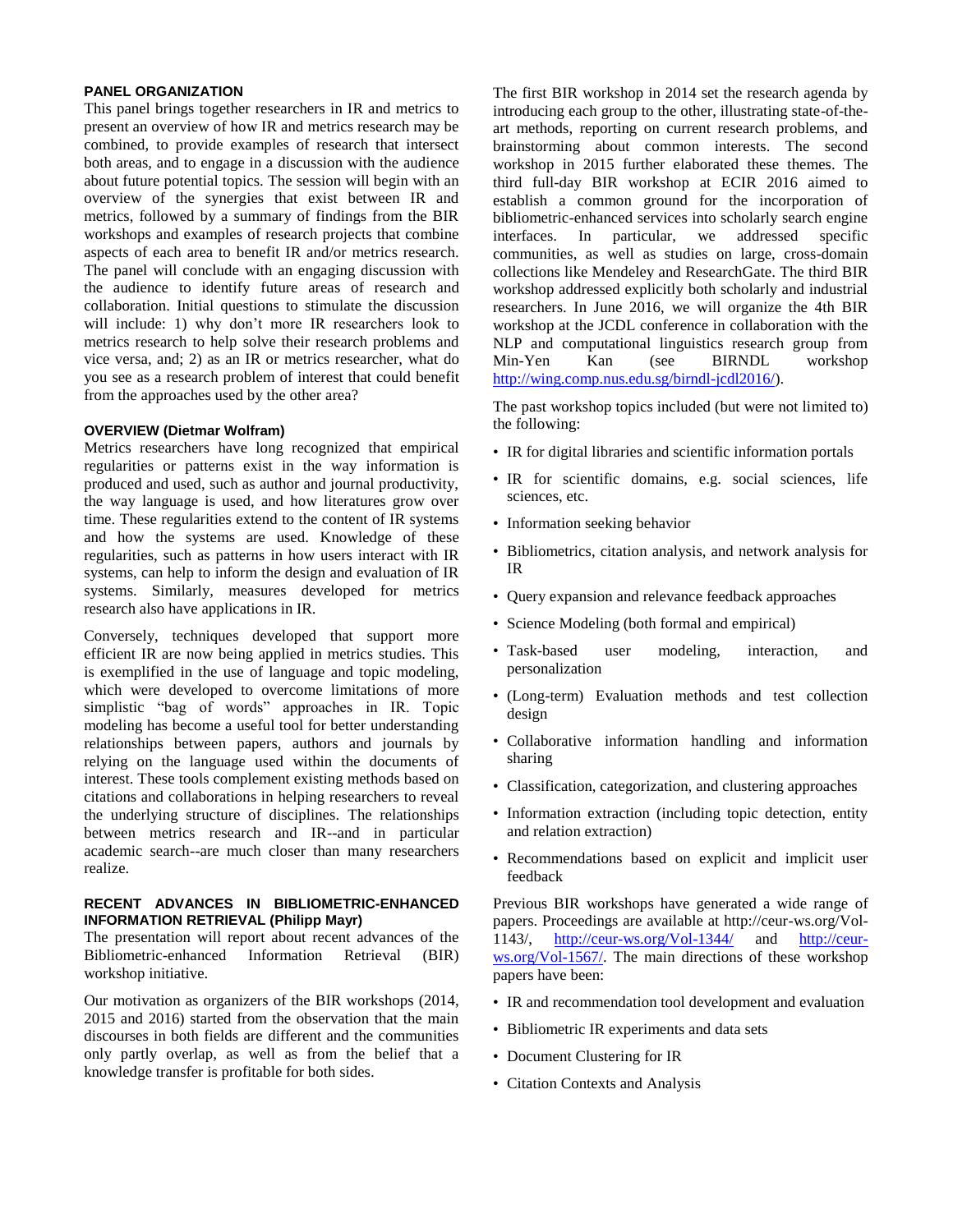### PANEL ORGANIZATION

This panel brings together researchers in IR and metrics to present an overview of how IR and metrics research may be combined, to provide examples of research that intersect both areas, and to engage in a discussion with the audience about future potential topics. The session will begin with an overview of the synergies that exist between IR and metrics, followed by a summary of findings from the BIR workshops and examples of research projects that combine aspects of each area to benefit IR and/or metrics research. The panel will conclude with an engaging discussion with the audience to identify future areas of research and collaboration. Initial questions to stimulate the discussion will include: 1) why don't more IR researchers look to metrics research to help solve their research problems and vice versa, and; 2) as an IR or metrics researcher, what do you see as a research problem of interest that could benefit from the approaches used by the other area?

### OVERVIEW (Dietmar Wolfram)

Metrics researchers have long recognized that empirical regularities or patterns exist in the way information is produced and used, such as author and journal productivity, the way language is used, and how literatures grow over time. These regularities extend to the content of IR systems and how the systems are used. Knowledge of these regularities, such as patterns in how users interact with IR systems, can help to inform the design and evaluation of IR systems. Similarly, measures developed for metrics research also have applications in IR.

Conversely, techniques developed that support more efficient IR are now being applied in metrics studies. This is exemplified in the use of language and topic modeling, which were developed to overcome limitations of more simplistic "bag of words" approaches in IR. Topic modeling has become a useful tool for better understanding relationships between papers, authors and journals by relying on the language used within the documents of interest. These tools complement existing methods based on citations and collaborations in helping researchers to reveal the underlying structure of disciplines. The relationships between metrics research and IR--and in particular academic search--are much closer than many researchers realize.

### RECENT ADVANCES IN BIBLIOMETRIC-ENHANCED INFORMATION RETRIEVAL (Philipp Mayr)

The presentation will report about recent advances of the Bibliometric-enhanced Information Retrieval (BIR) workshop initiative.

Our motivation as organizers of the BIR workshops (2014, 2015 and 2016) started from the observation that the main discourses in both fields are different and the communities only partly overlap, as well as from the belief that a knowledge transfer is profitable for both sides.

The first BIR workshop in 2014 set the research agenda by introducing each group to the other, illustrating state-of-the-art methods, reporting on current research problems, and brainstorming about common interests. The second workshop in 2015 further elaborated these themes. The third full-day BIR workshop at ECIR 2016 aimed to establish a common ground for the incorporation of bibliometric-enhanced services into scholarly search engine interfaces. In particular, we addressed specific communities, as well as studies on large, cross-domain collections like Mendeley and ResearchGate. The third BIR workshop addressed explicitly both scholarly and industrial researchers. In June 2016, we will organize the 4th BIR workshop at the JCDL conference in collaboration with the NLP and computational linguistics research group from Min-Yen Kan (see BIRNDL workshop http://wing.comp.nus.edu.sg/birndl-jcdl2016/).

The past workshop topics included (but were not limited to) the following:

- IR for digital libraries and scientific information portals
- IR for scientific domains, e.g. social sciences, life sciences, etc.
- Information seeking behavior
- Bibliometrics, citation analysis, and network analysis for IR
- Query expansion and relevance feedback approaches
- Science Modeling (both formal and empirical)
- Task-based user modeling, interaction, and personalization
- (Long-term) Evaluation methods and test collection design
- Collaborative information handling and information sharing
- Classification, categorization, and clustering approaches
- Information extraction (including topic detection, entity and relation extraction)
- Recommendations based on explicit and implicit user feedback

Previous BIR workshops have generated a wide range of papers. Proceedings are available at http://ceur-ws.org/Vol-1143/, http://ceur-ws.org/Vol-1344/ and http://ceur-ws.org/Vol-1567/. The main directions of these workshop papers have been:

- IR and recommendation tool development and evaluation
- Bibliometric IR experiments and data sets
- Document Clustering for IR
- Citation Contexts and Analysis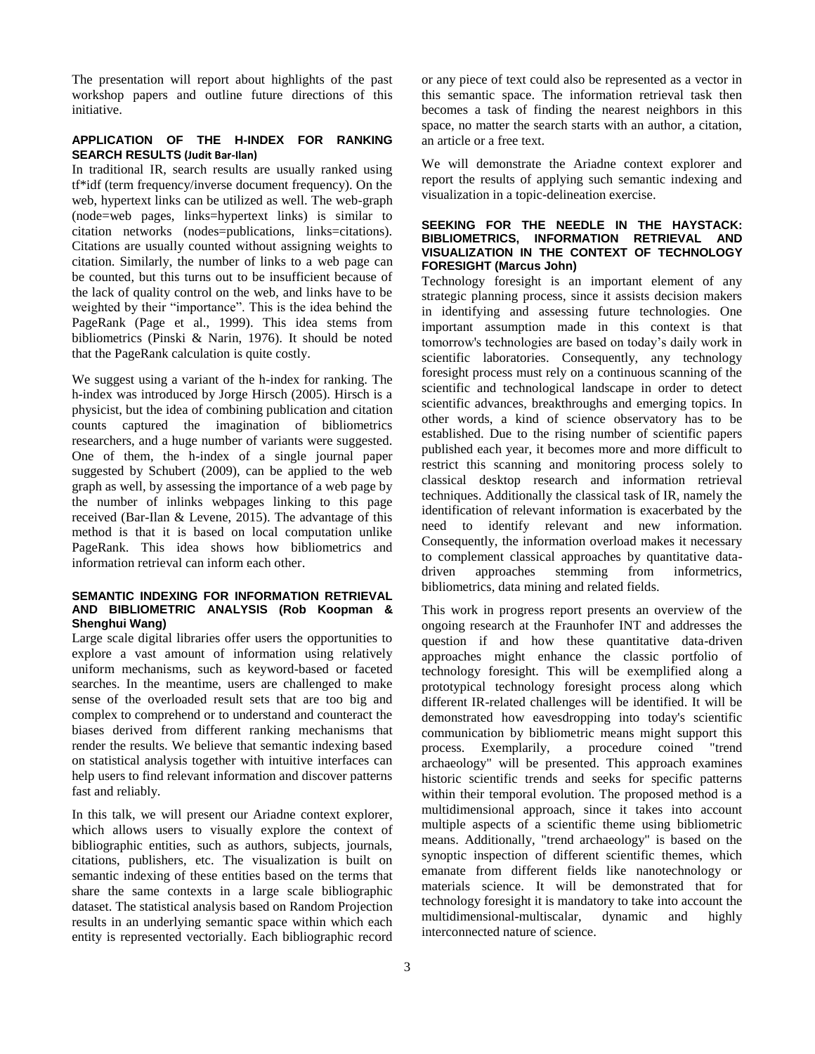The presentation will report about highlights of the past workshop papers and outline future directions of this initiative.

### APPLICATION OF THE H-INDEX FOR RANKING SEARCH RESULTS (Judit Bar-Ilan)

In traditional IR, search results are usually ranked using tf*idf (term frequency/inverse document frequency). On the web, hypertext links can be utilized as well. The web-graph (node=web pages, links=hypertext links) is similar to citation networks (nodes=publications, links=citations). Citations are usually counted without assigning weights to citation. Similarly, the number of links to a web page can be counted, but this turns out to be insufficient because of the lack of quality control on the web, and links have to be weighted by their "importance". This is the idea behind the PageRank (Page et al., 1999). This idea stems from bibliometrics (Pinski & Narin, 1976). It should be noted that the PageRank calculation is quite costly.

We suggest using a variant of the h-index for ranking. The h-index was introduced by Jorge Hirsch (2005). Hirsch is a physicist, but the idea of combining publication and citation counts captured the imagination of bibliometrics researchers, and a huge number of variants were suggested. One of them, the h-index of a single journal paper suggested by Schubert (2009), can be applied to the web graph as well, by assessing the importance of a web page by the number of inlinks webpages linking to this page received (Bar-Ilan & Levene, 2015). The advantage of this method is that it is based on local computation unlike PageRank. This idea shows how bibliometrics and information retrieval can inform each other.

### SEMANTIC INDEXING FOR INFORMATION RETRIEVAL AND BIBLIOMETRIC ANALYSIS (Rob Koopman & Shenghui Wang)

Large scale digital libraries offer users the opportunities to explore a vast amount of information using relatively uniform mechanisms, such as keyword-based or faceted searches. In the meantime, users are challenged to make sense of the overloaded result sets that are too big and complex to comprehend or to understand and counteract the biases derived from different ranking mechanisms that render the results. We believe that semantic indexing based on statistical analysis together with intuitive interfaces can help users to find relevant information and discover patterns fast and reliably.

In this talk, we will present our Ariadne context explorer, which allows users to visually explore the context of bibliographic entities, such as authors, subjects, journals, citations, publishers, etc. The visualization is built on semantic indexing of these entities based on the terms that share the same contexts in a large scale bibliographic dataset. The statistical analysis based on Random Projection results in an underlying semantic space within which each entity is represented vectorially. Each bibliographic record or any piece of text could also be represented as a vector in this semantic space. The information retrieval task then becomes a task of finding the nearest neighbors in this space, no matter the search starts with an author, a citation, an article or a free text.

We will demonstrate the Ariadne context explorer and report the results of applying such semantic indexing and visualization in a topic-delineation exercise.

### SEEKING FOR THE NEEDLE IN THE HAYSTACK: BIBLIOMETRICS, INFORMATION RETRIEVAL AND VISUALIZATION IN THE CONTEXT OF TECHNOLOGY FORESIGHT (Marcus John)

Technology foresight is an important element of any strategic planning process, since it assists decision makers in identifying and assessing future technologies. One important assumption made in this context is that tomorrow's technologies are based on today's daily work in scientific laboratories. Consequently, any technology foresight process must rely on a continuous scanning of the scientific and technological landscape in order to detect scientific advances, breakthroughs and emerging topics. In other words, a kind of science observatory has to be established. Due to the rising number of scientific papers published each year, it becomes more and more difficult to restrict this scanning and monitoring process solely to classical desktop research and information retrieval techniques. Additionally the classical task of IR, namely the identification of relevant information is exacerbated by the need to identify relevant and new information. Consequently, the information overload makes it necessary to complement classical approaches by quantitative data-driven approaches stemming from informetrics, bibliometrics, data mining and related fields.

This work in progress report presents an overview of the ongoing research at the Fraunhofer INT and addresses the question if and how these quantitative data-driven approaches might enhance the classic portfolio of technology foresight. This will be exemplified along a prototypical technology foresight process along which different IR-related challenges will be identified. It will be demonstrated how eavesdropping into today's scientific communication by bibliometric means might support this process. Exemplarily, a procedure coined "trend archaeology" will be presented. This approach examines historic scientific trends and seeks for specific patterns within their temporal evolution. The proposed method is a multidimensional approach, since it takes into account multiple aspects of a scientific theme using bibliometric means. Additionally, "trend archaeology" is based on the synoptic inspection of different scientific themes, which emanate from different fields like nanotechnology or materials science. It will be demonstrated that for technology foresight it is mandatory to take into account the multidimensional-multiscalar, dynamic and highly interconnected nature of science.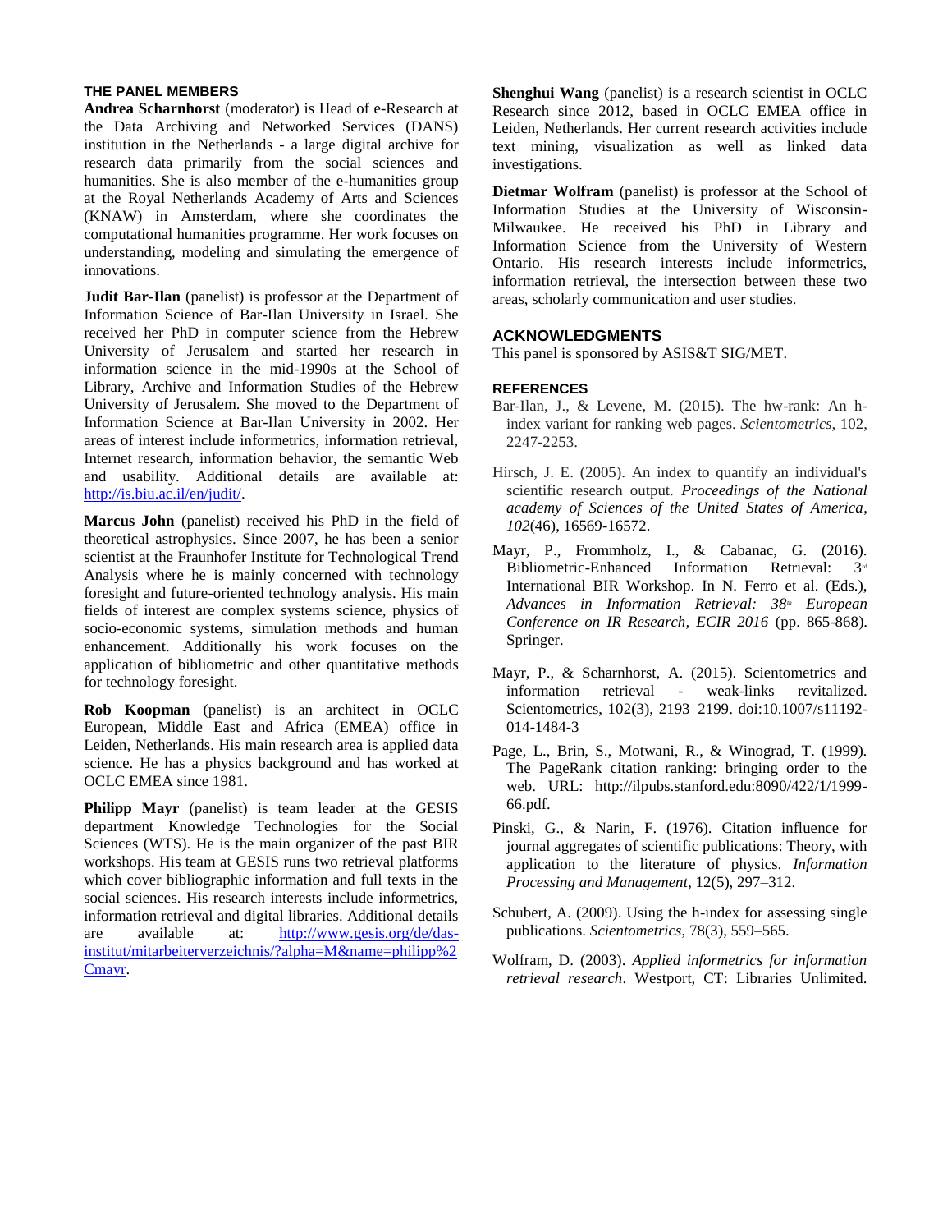### THE PANEL MEMBERS

**Andrea Scharnhorst** (moderator) is Head of e-Research at the Data Archiving and Networked Services (DANS) institution in the Netherlands - a large digital archive for research data primarily from the social sciences and humanities. She is also member of the e-humanities group at the Royal Netherlands Academy of Arts and Sciences (KNAW) in Amsterdam, where she coordinates the computational humanities programme. Her work focuses on understanding, modeling and simulating the emergence of innovations.

**Judit Bar-Ilan** (panelist) is professor at the Department of Information Science of Bar-Ilan University in Israel. She received her PhD in computer science from the Hebrew University of Jerusalem and started her research in information science in the mid-1990s at the School of Library, Archive and Information Studies of the Hebrew University of Jerusalem. She moved to the Department of Information Science at Bar-Ilan University in 2002. Her areas of interest include informetrics, information retrieval, Internet research, information behavior, the semantic Web and usability. Additional details are available at: http://is.biu.ac.il/en/judit/.

**Marcus John** (panelist) received his PhD in the field of theoretical astrophysics. Since 2007, he has been a senior scientist at the Fraunhofer Institute for Technological Trend Analysis where he is mainly concerned with technology foresight and future-oriented technology analysis. His main fields of interest are complex systems science, physics of socio-economic systems, simulation methods and human enhancement. Additionally his work focuses on the application of bibliometric and other quantitative methods for technology foresight.

**Rob Koopman** (panelist) is an architect in OCLC European, Middle East and Africa (EMEA) office in Leiden, Netherlands. His main research area is applied data science. He has a physics background and has worked at OCLC EMEA since 1981.

**Philipp Mayr** (panelist) is team leader at the GESIS department Knowledge Technologies for the Social Sciences (WTS). He is the main organizer of the past BIR workshops. His team at GESIS runs two retrieval platforms which cover bibliographic information and full texts in the social sciences. His research interests include informetrics, information retrieval and digital libraries. Additional details are available at: http://www.gesis.org/de/das-institut/mitarbeiterverzeichnis/?alpha=M&name=philipp%2Cmayr.

**Shenghui Wang** (panelist) is a research scientist in OCLC Research since 2012, based in OCLC EMEA office in Leiden, Netherlands. Her current research activities include text mining, visualization as well as linked data investigations.

**Dietmar Wolfram** (panelist) is professor at the School of Information Studies at the University of Wisconsin-Milwaukee. He received his PhD in Library and Information Science from the University of Western Ontario. His research interests include informetrics, information retrieval, the intersection between these two areas, scholarly communication and user studies.

### ACKNOWLEDGMENTS

This panel is sponsored by ASIS&T SIG/MET.

### REFERENCES

Bar-Ilan, J., & Levene, M. (2015). The hw-rank: An h-index variant for ranking web pages. *Scientometrics,* 102, 2247-2253.

Hirsch, J. E. (2005). An index to quantify an individual's scientific research output. *Proceedings of the National academy of Sciences of the United States of America*, *102*(46), 16569-16572.

Mayr, P., Frommholz, I., & Cabanac, G. (2016). Bibliometric-Enhanced Information Retrieval: 3rd International BIR Workshop. In N. Ferro et al. (Eds.), *Advances in Information Retrieval: 38th European Conference on IR Research, ECIR 2016* (pp. 865-868). Springer.

Mayr, P., & Scharnhorst, A. (2015). Scientometrics and information retrieval - weak-links revitalized. Scientometrics, 102(3), 2193–2199. doi:10.1007/s11192-014-1484-3

Page, L., Brin, S., Motwani, R., & Winograd, T. (1999). The PageRank citation ranking: bringing order to the web. URL: http://ilpubs.stanford.edu:8090/422/1/1999-66.pdf.

Pinski, G., & Narin, F. (1976). Citation influence for journal aggregates of scientific publications: Theory, with application to the literature of physics. *Information Processing and Management,* 12(5), 297–312.

Schubert, A. (2009). Using the h-index for assessing single publications. *Scientometrics*, 78(3), 559–565.

Wolfram, D. (2003). *Applied informetrics for information retrieval research*. Westport, CT: Libraries Unlimited.